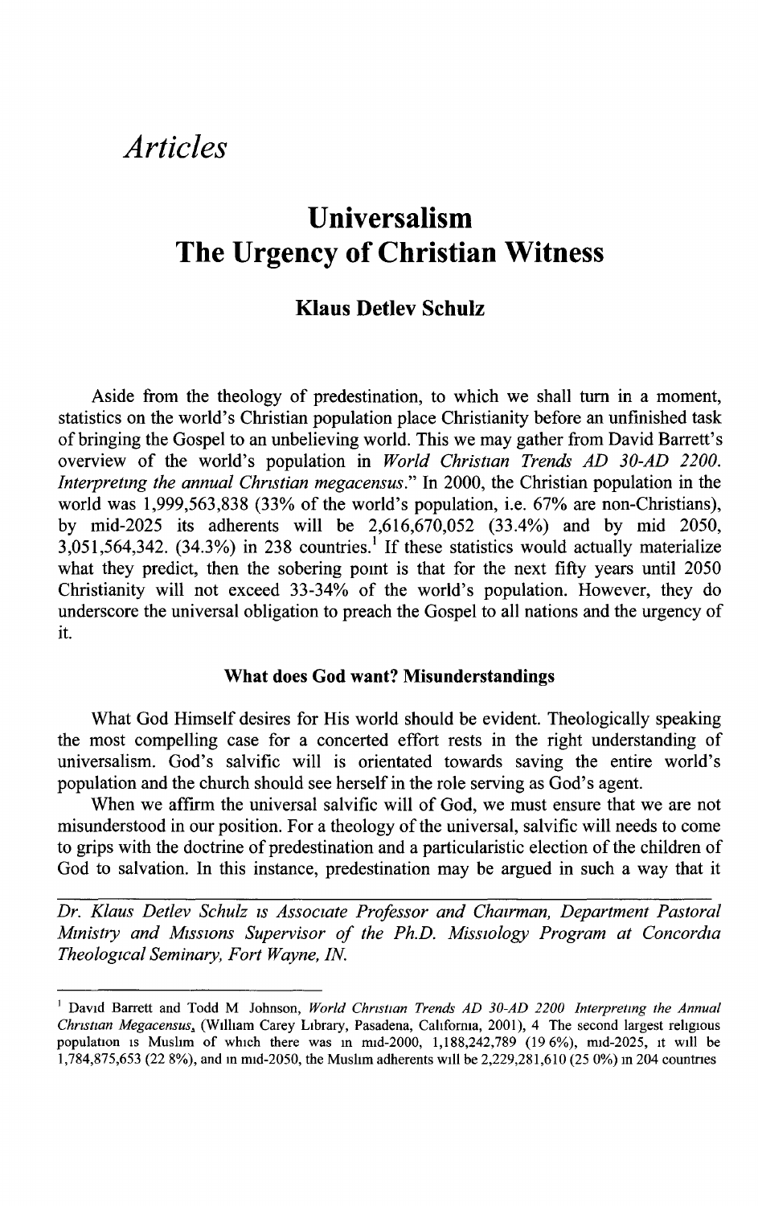# *Articles*

## Universalism
## The Urgency of Christian Witness

### Klaus Detlev Schulz

Aside from the theology of predestination, to which we shall turn in a moment, statistics on the world's Christian population place Christianity before an unfinished task of bringing the Gospel to an unbelieving world. This we may gather from David Barrett's overview of the world's population in *World Christian Trends AD 30-AD 2200. Interpreting the annual Christian megacensus*." In 2000, the Christian population in the world was 1,999,563,838 (33% of the world's population, i.e. 67% are non-Christians), by mid-2025 its adherents will be 2,616,670,052 (33.4%) and by mid 2050, 3,051,564,342. (34.3%) in 238 countries.[1] If these statistics would actually materialize what they predict, then the sobering point is that for the next fifty years until 2050 Christianity will not exceed 33-34% of the world's population. However, they do underscore the universal obligation to preach the Gospel to all nations and the urgency of it.

#### What does God want? Misunderstandings

What God Himself desires for His world should be evident. Theologically speaking the most compelling case for a concerted effort rests in the right understanding of universalism. God's salvific will is orientated towards saving the entire world's population and the church should see herself in the role serving as God's agent.

When we affirm the universal salvific will of God, we must ensure that we are not misunderstood in our position. For a theology of the universal, salvific will needs to come to grips with the doctrine of predestination and a particularistic election of the children of God to salvation. In this instance, predestination may be argued in such a way that it

*Dr. Klaus Detlev Schulz is Associate Professor and Chairman, Department Pastoral Ministry and Missions Supervisor of the Ph.D. Missiology Program at Concordia Theological Seminary, Fort Wayne, IN.*

---

[1] David Barrett and Todd M Johnson, *World Christian Trends AD 30-AD 2200 Interpreting the Annual Christian Megacensus*, (William Carey Library, Pasadena, California, 2001), 4 The second largest religious population is Muslim of which there was in mid-2000, 1,188,242,789 (19 6%), mid-2025, it will be 1,784,875,653 (22 8%), and in mid-2050, the Muslim adherents will be 2,229,281,610 (25 0%) in 204 countries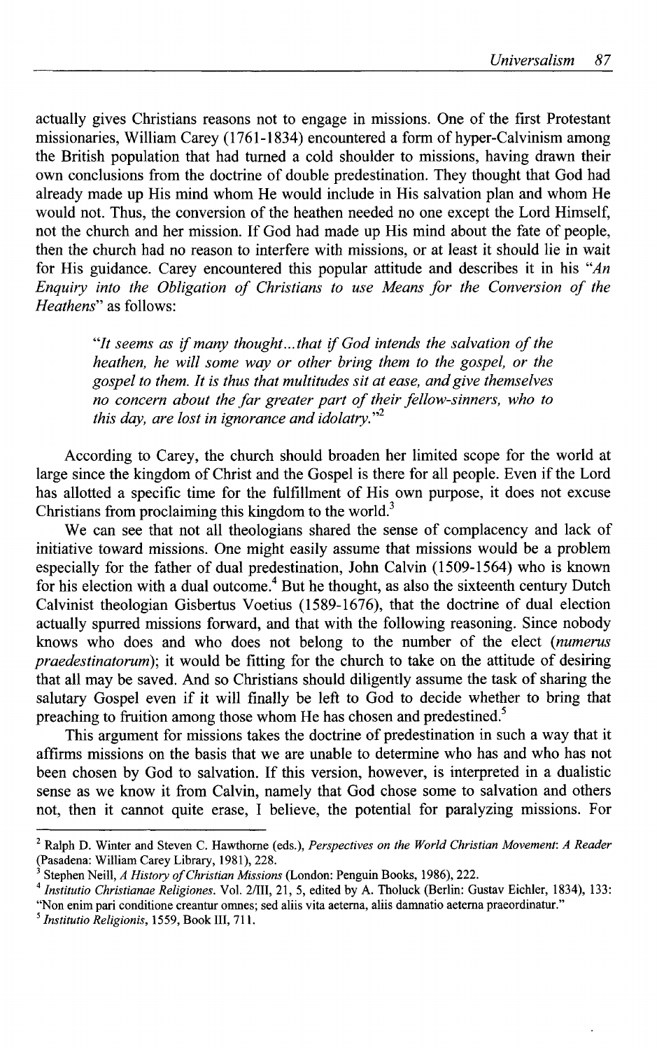actually gives Christians reasons not to engage in missions. One of the first Protestant missionaries, William Carey (1761-1834) encountered a form of hyper-Calvinism among the British population that had turned a cold shoulder to missions, having drawn their own conclusions from the doctrine of double predestination. They thought that God had already made up His mind whom He would include in His salvation plan and whom He would not. Thus, the conversion of the heathen needed no one except the Lord Himself, not the church and her mission. If God had made up His mind about the fate of people, then the church had no reason to interfere with missions, or at least it should lie in wait for His guidance. Carey encountered this popular attitude and describes it in his "*An Enquiry into the Obligation of Christians to use Means for the Conversion of the Heathens*" as follows:

> "*It seems as if many thought...that if God intends the salvation of the heathen, he will some way or other bring them to the gospel, or the gospel to them. It is thus that multitudes sit at ease, and give themselves no concern about the far greater part of their fellow-sinners, who to this day, are lost in ignorance and idolatry.*"[2]

According to Carey, the church should broaden her limited scope for the world at large since the kingdom of Christ and the Gospel is there for all people. Even if the Lord has allotted a specific time for the fulfillment of His own purpose, it does not excuse Christians from proclaiming this kingdom to the world.[3]

We can see that not all theologians shared the sense of complacency and lack of initiative toward missions. One might easily assume that missions would be a problem especially for the father of dual predestination, John Calvin (1509-1564) who is known for his election with a dual outcome.[4] But he thought, as also the sixteenth century Dutch Calvinist theologian Gisbertus Voetius (1589-1676), that the doctrine of dual election actually spurred missions forward, and that with the following reasoning. Since nobody knows who does and who does not belong to the number of the elect (*numerus praedestinatorum*); it would be fitting for the church to take on the attitude of desiring that all may be saved. And so Christians should diligently assume the task of sharing the salutary Gospel even if it will finally be left to God to decide whether to bring that preaching to fruition among those whom He has chosen and predestined.[5]

This argument for missions takes the doctrine of predestination in such a way that it affirms missions on the basis that we are unable to determine who has and who has not been chosen by God to salvation. If this version, however, is interpreted in a dualistic sense as we know it from Calvin, namely that God chose some to salvation and others not, then it cannot quite erase, I believe, the potential for paralyzing missions. For

---

[2] Ralph D. Winter and Steven C. Hawthorne (eds.), *Perspectives on the World Christian Movement: A Reader* (Pasadena: William Carey Library, 1981), 228.

[3] Stephen Neill, *A History of Christian Missions* (London: Penguin Books, 1986), 222.

[4] *Institutio Christianae Religiones*. Vol. 2/III, 21, 5, edited by A. Tholuck (Berlin: Gustav Eichler, 1834), 133: "Non enim pari conditione creantur omnes; sed aliis vita aeterna, aliis damnatio aeterna praeordinatur."

[5] *Institutio Religionis*, 1559, Book III, 711.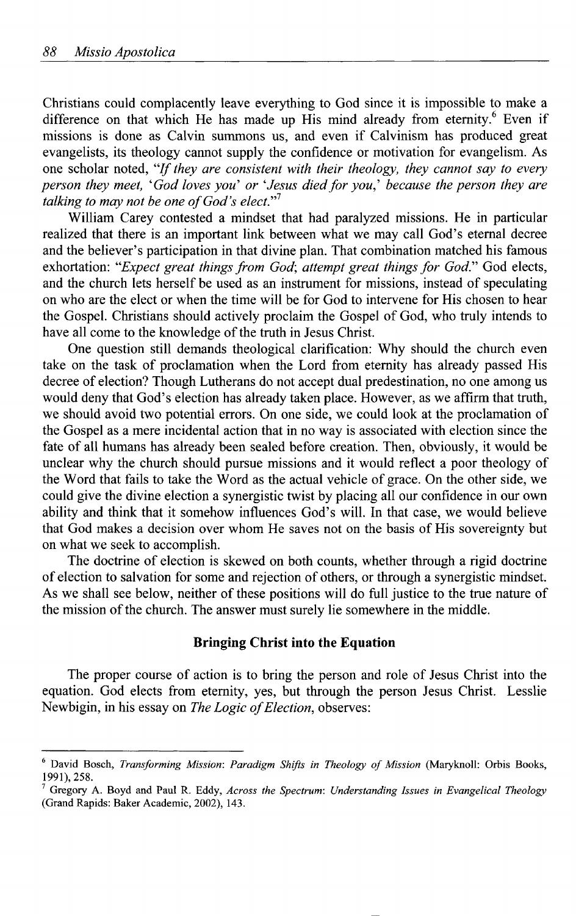Christians could complacently leave everything to God since it is impossible to make a difference on that which He has made up His mind already from eternity.[6] Even if missions is done as Calvin summons us, and even if Calvinism has produced great evangelists, its theology cannot supply the confidence or motivation for evangelism. As one scholar noted, "*If they are consistent with their theology, they cannot say to every person they meet, 'God loves you' or 'Jesus died for you,' because the person they are talking to may not be one of God's elect.*"[7]

William Carey contested a mindset that had paralyzed missions. He in particular realized that there is an important link between what we may call God's eternal decree and the believer's participation in that divine plan. That combination matched his famous exhortation: "*Expect great things from God; attempt great things for God.*" God elects, and the church lets herself be used as an instrument for missions, instead of speculating on who are the elect or when the time will be for God to intervene for His chosen to hear the Gospel. Christians should actively proclaim the Gospel of God, who truly intends to have all come to the knowledge of the truth in Jesus Christ.

One question still demands theological clarification: Why should the church even take on the task of proclamation when the Lord from eternity has already passed His decree of election? Though Lutherans do not accept dual predestination, no one among us would deny that God's election has already taken place. However, as we affirm that truth, we should avoid two potential errors. On one side, we could look at the proclamation of the Gospel as a mere incidental action that in no way is associated with election since the fate of all humans has already been sealed before creation. Then, obviously, it would be unclear why the church should pursue missions and it would reflect a poor theology of the Word that fails to take the Word as the actual vehicle of grace. On the other side, we could give the divine election a synergistic twist by placing all our confidence in our own ability and think that it somehow influences God's will. In that case, we would believe that God makes a decision over whom He saves not on the basis of His sovereignty but on what we seek to accomplish.

The doctrine of election is skewed on both counts, whether through a rigid doctrine of election to salvation for some and rejection of others, or through a synergistic mindset. As we shall see below, neither of these positions will do full justice to the true nature of the mission of the church. The answer must surely lie somewhere in the middle.

## Bringing Christ into the Equation

The proper course of action is to bring the person and role of Jesus Christ into the equation. God elects from eternity, yes, but through the person Jesus Christ. Lesslie Newbigin, in his essay on *The Logic of Election*, observes:

---

[6] David Bosch, *Transforming Mission: Paradigm Shifts in Theology of Mission* (Maryknoll: Orbis Books, 1991), 258.

[7] Gregory A. Boyd and Paul R. Eddy, *Across the Spectrum: Understanding Issues in Evangelical Theology* (Grand Rapids: Baker Academic, 2002), 143.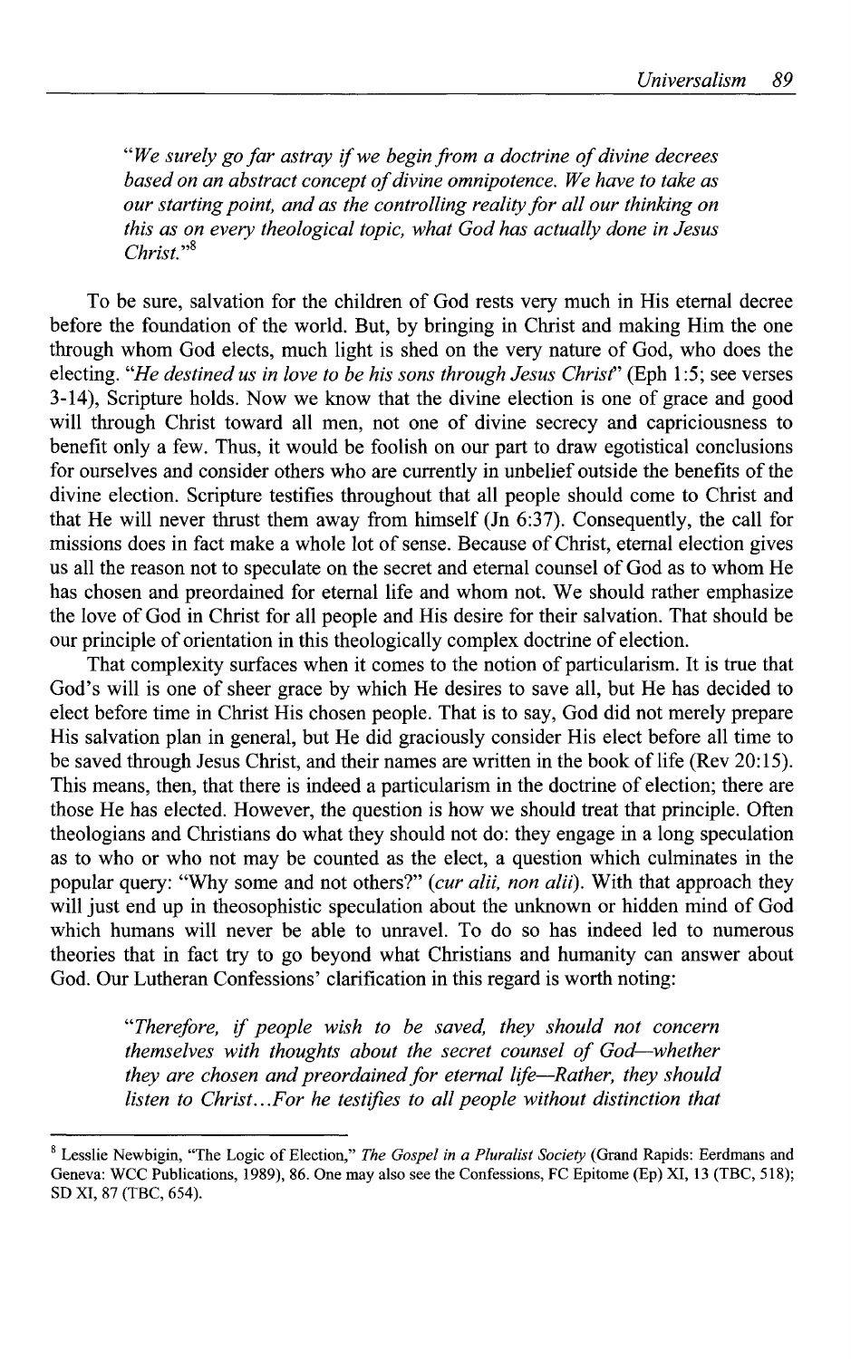> *"We surely go far astray if we begin from a doctrine of divine decrees based on an abstract concept of divine omnipotence. We have to take as our starting point, and as the controlling reality for all our thinking on this as on every theological topic, what God has actually done in Jesus Christ."*[8]

To be sure, salvation for the children of God rests very much in His eternal decree before the foundation of the world. But, by bringing in Christ and making Him the one through whom God elects, much light is shed on the very nature of God, who does the electing. *"He destined us in love to be his sons through Jesus Christ"* (Eph 1:5; see verses 3-14), Scripture holds. Now we know that the divine election is one of grace and good will through Christ toward all men, not one of divine secrecy and capriciousness to benefit only a few. Thus, it would be foolish on our part to draw egotistical conclusions for ourselves and consider others who are currently in unbelief outside the benefits of the divine election. Scripture testifies throughout that all people should come to Christ and that He will never thrust them away from himself (Jn 6:37). Consequently, the call for missions does in fact make a whole lot of sense. Because of Christ, eternal election gives us all the reason not to speculate on the secret and eternal counsel of God as to whom He has chosen and preordained for eternal life and whom not. We should rather emphasize the love of God in Christ for all people and His desire for their salvation. That should be our principle of orientation in this theologically complex doctrine of election.

That complexity surfaces when it comes to the notion of particularism. It is true that God's will is one of sheer grace by which He desires to save all, but He has decided to elect before time in Christ His chosen people. That is to say, God did not merely prepare His salvation plan in general, but He did graciously consider His elect before all time to be saved through Jesus Christ, and their names are written in the book of life (Rev 20:15). This means, then, that there is indeed a particularism in the doctrine of election; there are those He has elected. However, the question is how we should treat that principle. Often theologians and Christians do what they should not do: they engage in a long speculation as to who or who not may be counted as the elect, a question which culminates in the popular query: "Why some and not others?" (*cur alii, non alii*). With that approach they will just end up in theosophistic speculation about the unknown or hidden mind of God which humans will never be able to unravel. To do so has indeed led to numerous theories that in fact try to go beyond what Christians and humanity can answer about God. Our Lutheran Confessions' clarification in this regard is worth noting:

> *"Therefore, if people wish to be saved, they should not concern themselves with thoughts about the secret counsel of God—whether they are chosen and preordained for eternal life—Rather, they should listen to Christ...For he testifies to all people without distinction that*

---

[8] Lesslie Newbigin, "The Logic of Election," *The Gospel in a Pluralist Society* (Grand Rapids: Eerdmans and Geneva: WCC Publications, 1989), 86. One may also see the Confessions, FC Epitome (Ep) XI, 13 (TBC, 518); SD XI, 87 (TBC, 654).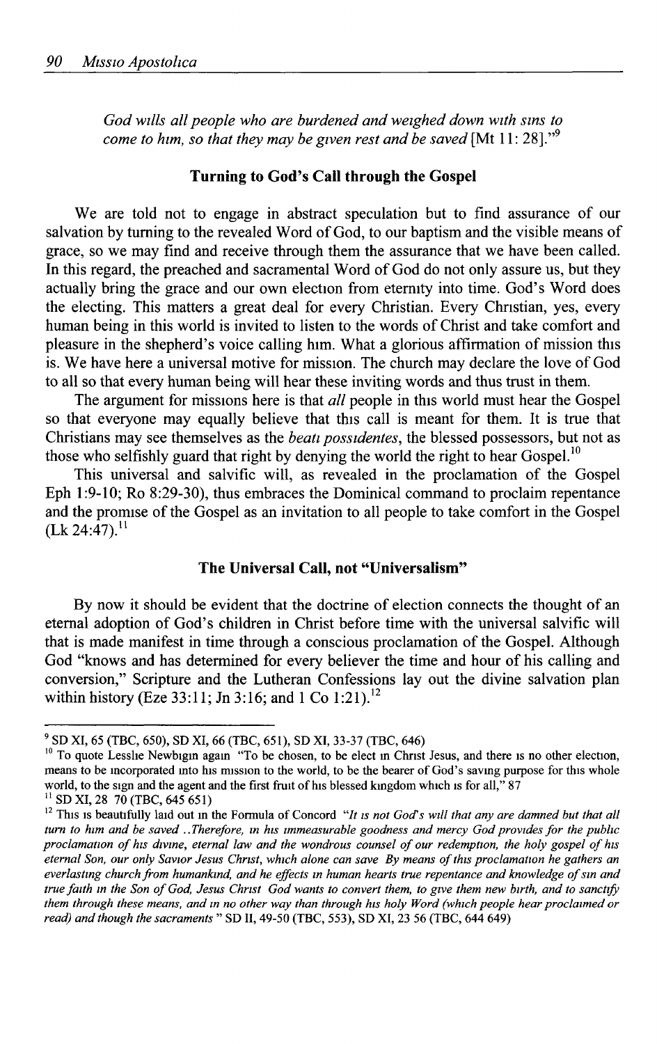*God wills all people who are burdened and weighed down with sins to come to him, so that they may be given rest and be saved* [Mt 11: 28]."[9]

## Turning to God's Call through the Gospel

We are told not to engage in abstract speculation but to find assurance of our salvation by turning to the revealed Word of God, to our baptism and the visible means of grace, so we may find and receive through them the assurance that we have been called. In this regard, the preached and sacramental Word of God do not only assure us, but they actually bring the grace and our own election from eternity into time. God's Word does the electing. This matters a great deal for every Christian. Every Christian, yes, every human being in this world is invited to listen to the words of Christ and take comfort and pleasure in the shepherd's voice calling him. What a glorious affirmation of mission this is. We have here a universal motive for mission. The church may declare the love of God to all so that every human being will hear these inviting words and thus trust in them.

The argument for missions here is that *all* people in this world must hear the Gospel so that everyone may equally believe that this call is meant for them. It is true that Christians may see themselves as the *beati possidentes*, the blessed possessors, but not as those who selfishly guard that right by denying the world the right to hear Gospel.[10]

This universal and salvific will, as revealed in the proclamation of the Gospel Eph 1:9-10; Ro 8:29-30), thus embraces the Dominical command to proclaim repentance and the promise of the Gospel as an invitation to all people to take comfort in the Gospel (Lk 24:47).[11]

## The Universal Call, not "Universalism"

By now it should be evident that the doctrine of election connects the thought of an eternal adoption of God's children in Christ before time with the universal salvific will that is made manifest in time through a conscious proclamation of the Gospel. Although God "knows and has determined for every believer the time and hour of his calling and conversion," Scripture and the Lutheran Confessions lay out the divine salvation plan within history (Eze 33:11; Jn 3:16; and 1 Co 1:21).[12]

---

[9] SD XI, 65 (TBC, 650), SD XI, 66 (TBC, 651), SD XI, 33-37 (TBC, 646)

[10] To quote Lesslie Newbigin again "To be chosen, to be elect in Christ Jesus, and there is no other election, means to be incorporated into his mission to the world, to be the bearer of God's saving purpose for this whole world, to the sign and the agent and the first fruit of his blessed kingdom which is for all," 87

[11] SD XI, 28 70 (TBC, 645 651)

[12] This is beautifully laid out in the Formula of Concord *"It is not God's will that any are damned but that all turn to him and be saved ..Therefore, in his immeasurable goodness and mercy God provides for the public proclamation of his divine, eternal law and the wondrous counsel of our redemption, the holy gospel of his eternal Son, our only Savior Jesus Christ, which alone can save By means of this proclamation he gathers an everlasting church from humankind, and he effects in human hearts true repentance and knowledge of sin and true faith in the Son of God, Jesus Christ God wants to convert them, to give them new birth, and to sanctify them through these means, and in no other way than through his holy Word (which people hear proclaimed or read) and though the sacraments* " SD II, 49-50 (TBC, 553), SD XI, 23 56 (TBC, 644 649)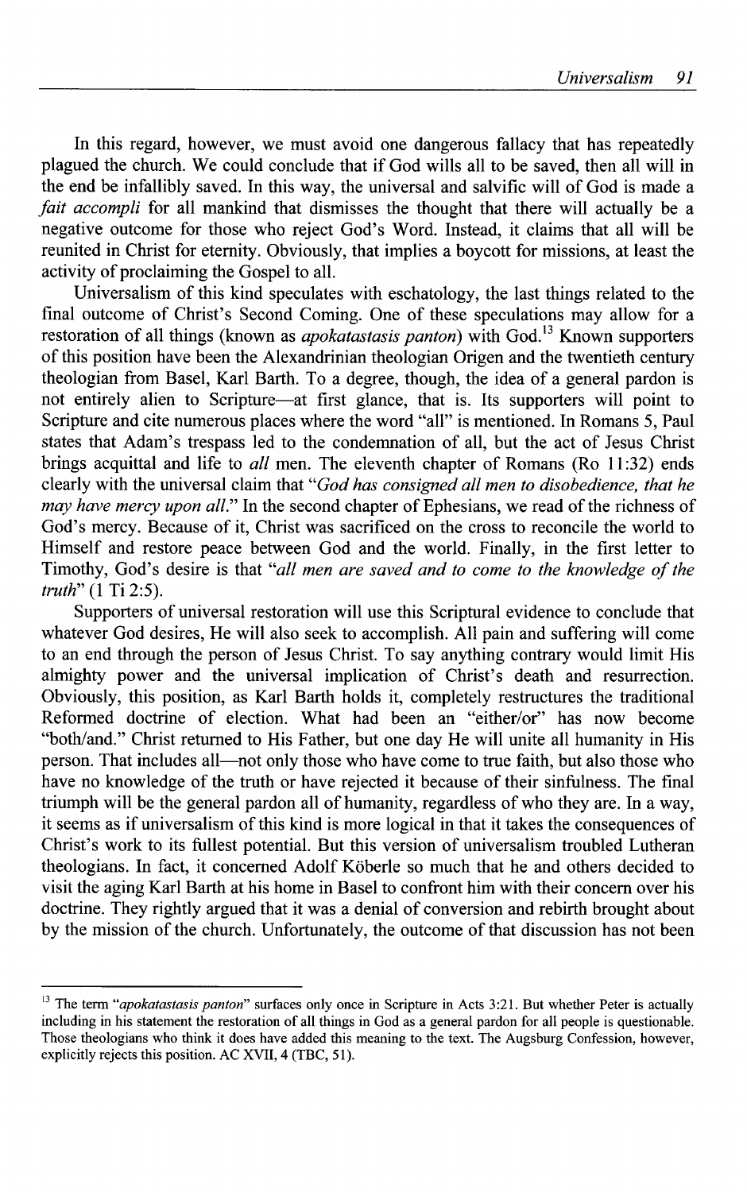In this regard, however, we must avoid one dangerous fallacy that has repeatedly plagued the church. We could conclude that if God wills all to be saved, then all will in the end be infallibly saved. In this way, the universal and salvific will of God is made a *fait accompli* for all mankind that dismisses the thought that there will actually be a negative outcome for those who reject God's Word. Instead, it claims that all will be reunited in Christ for eternity. Obviously, that implies a boycott for missions, at least the activity of proclaiming the Gospel to all.

Universalism of this kind speculates with eschatology, the last things related to the final outcome of Christ's Second Coming. One of these speculations may allow for a restoration of all things (known as *apokatastasis panton*) with God.[13] Known supporters of this position have been the Alexandrinian theologian Origen and the twentieth century theologian from Basel, Karl Barth. To a degree, though, the idea of a general pardon is not entirely alien to Scripture—at first glance, that is. Its supporters will point to Scripture and cite numerous places where the word "all" is mentioned. In Romans 5, Paul states that Adam's trespass led to the condemnation of all, but the act of Jesus Christ brings acquittal and life to *all* men. The eleventh chapter of Romans (Ro 11:32) ends clearly with the universal claim that *"God has consigned all men to disobedience, that he may have mercy upon all."* In the second chapter of Ephesians, we read of the richness of God's mercy. Because of it, Christ was sacrificed on the cross to reconcile the world to Himself and restore peace between God and the world. Finally, in the first letter to Timothy, God's desire is that *"all men are saved and to come to the knowledge of the truth"* (1 Ti 2:5).

Supporters of universal restoration will use this Scriptural evidence to conclude that whatever God desires, He will also seek to accomplish. All pain and suffering will come to an end through the person of Jesus Christ. To say anything contrary would limit His almighty power and the universal implication of Christ's death and resurrection. Obviously, this position, as Karl Barth holds it, completely restructures the traditional Reformed doctrine of election. What had been an "either/or" has now become "both/and." Christ returned to His Father, but one day He will unite all humanity in His person. That includes all—not only those who have come to true faith, but also those who have no knowledge of the truth or have rejected it because of their sinfulness. The final triumph will be the general pardon all of humanity, regardless of who they are. In a way, it seems as if universalism of this kind is more logical in that it takes the consequences of Christ's work to its fullest potential. But this version of universalism troubled Lutheran theologians. In fact, it concerned Adolf Köberle so much that he and others decided to visit the aging Karl Barth at his home in Basel to confront him with their concern over his doctrine. They rightly argued that it was a denial of conversion and rebirth brought about by the mission of the church. Unfortunately, the outcome of that discussion has not been

---

[13] The term *"apokatastasis panton"* surfaces only once in Scripture in Acts 3:21. But whether Peter is actually including in his statement the restoration of all things in God as a general pardon for all people is questionable. Those theologians who think it does have added this meaning to the text. The Augsburg Confession, however, explicitly rejects this position. AC XVII, 4 (TBC, 51).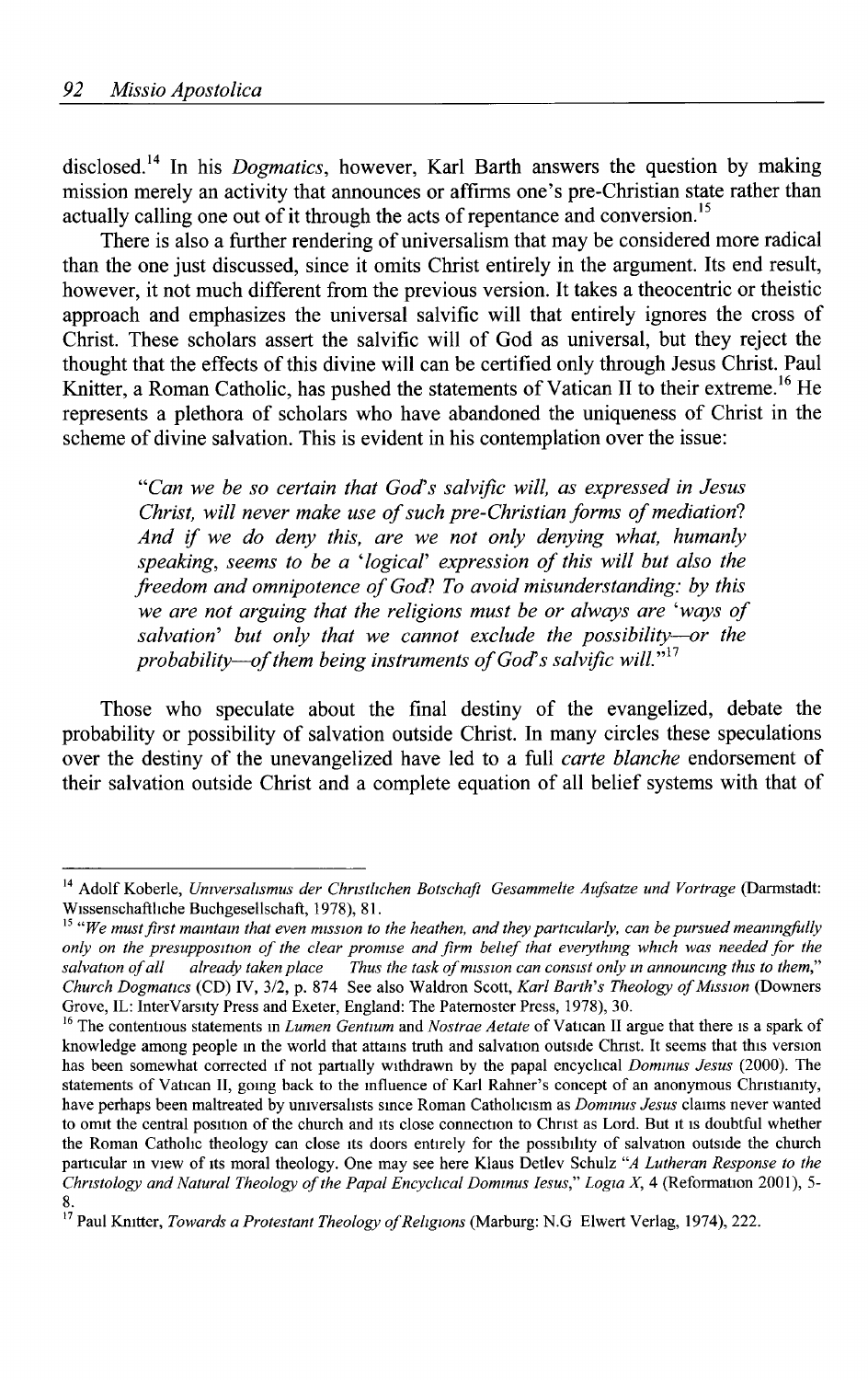disclosed.[14] In his *Dogmatics*, however, Karl Barth answers the question by making mission merely an activity that announces or affirms one's pre-Christian state rather than actually calling one out of it through the acts of repentance and conversion.[15]

There is also a further rendering of universalism that may be considered more radical than the one just discussed, since it omits Christ entirely in the argument. Its end result, however, it not much different from the previous version. It takes a theocentric or theistic approach and emphasizes the universal salvific will that entirely ignores the cross of Christ. These scholars assert the salvific will of God as universal, but they reject the thought that the effects of this divine will can be certified only through Jesus Christ. Paul Knitter, a Roman Catholic, has pushed the statements of Vatican II to their extreme.[16] He represents a plethora of scholars who have abandoned the uniqueness of Christ in the scheme of divine salvation. This is evident in his contemplation over the issue:

> *"Can we be so certain that God's salvific will, as expressed in Jesus Christ, will never make use of such pre-Christian forms of mediation? And if we do deny this, are we not only denying what, humanly speaking, seems to be a 'logical' expression of this will but also the freedom and omnipotence of God? To avoid misunderstanding: by this we are not arguing that the religions must be or always are 'ways of salvation' but only that we cannot exclude the possibility—or the probability—of them being instruments of God's salvific will."*[17]

Those who speculate about the final destiny of the evangelized, debate the probability or possibility of salvation outside Christ. In many circles these speculations over the destiny of the unevangelized have led to a full *carte blanche* endorsement of their salvation outside Christ and a complete equation of all belief systems with that of

---

[14] Adolf Koberle, *Universalismus der Christlichen Botschaft Gesammelte Aufsatze und Vortrage* (Darmstadt: Wissenschaftliche Buchgesellschaft, 1978), 81.

[15] *"We must first maintain that even mission to the heathen, and they particularly, can be pursued meaningfully only on the presupposition of the clear promise and firm belief that everything which was needed for the salvation of all already taken place Thus the task of mission can consist only in announcing this to them,"* *Church Dogmatics* (CD) IV, 3/2, p. 874 See also Waldron Scott, *Karl Barth's Theology of Mission* (Downers Grove, IL: InterVarsity Press and Exeter, England: The Paternoster Press, 1978), 30.

[16] The contentious statements in *Lumen Gentium* and *Nostrae Aetate* of Vatican II argue that there is a spark of knowledge among people in the world that attains truth and salvation outside Christ. It seems that this version has been somewhat corrected if not partially withdrawn by the papal encyclical *Dominus Jesus* (2000). The statements of Vatican II, going back to the influence of Karl Rahner's concept of an anonymous Christianity, have perhaps been maltreated by universalists since Roman Catholicism as *Dominus Jesus* claims never wanted to omit the central position of the church and its close connection to Christ as Lord. But it is doubtful whether the Roman Catholic theology can close its doors entirely for the possibility of salvation outside the church particular in view of its moral theology. One may see here Klaus Detlev Schulz *"A Lutheran Response to the Christology and Natural Theology of the Papal Encyclical Dominus Iesus,"* *Logia X*, 4 (Reformation 2001), 5-8.

[17] Paul Knitter, *Towards a Protestant Theology of Religions* (Marburg: N.G Elwert Verlag, 1974), 222.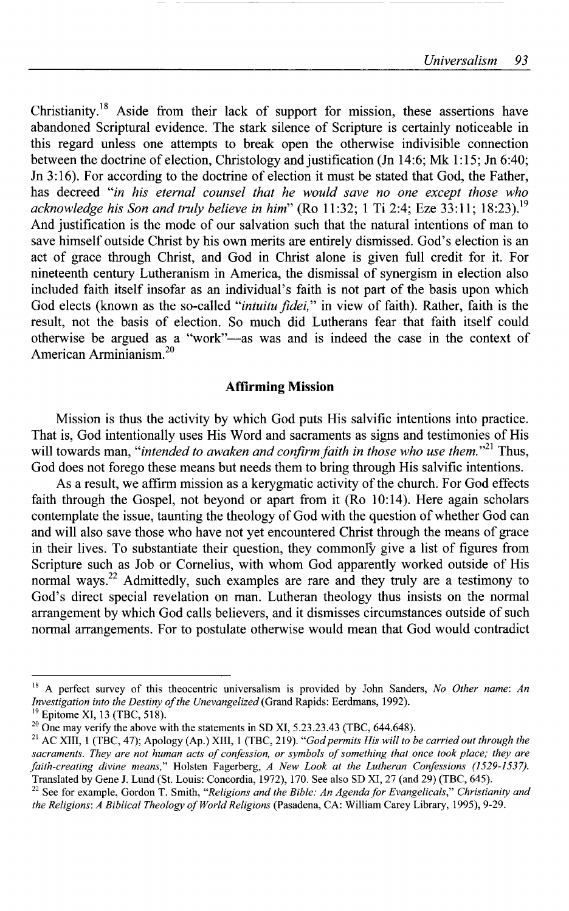Christianity.[18] Aside from their lack of support for mission, these assertions have abandoned Scriptural evidence. The stark silence of Scripture is certainly noticeable in this regard unless one attempts to break open the otherwise indivisible connection between the doctrine of election, Christology and justification (Jn 14:6; Mk 1:15; Jn 6:40; Jn 3:16). For according to the doctrine of election it must be stated that God, the Father, has decreed *"in his eternal counsel that he would save no one except those who acknowledge his Son and truly believe in him"* (Ro 11:32; 1 Ti 2:4; Eze 33:11; 18:23).[19] And justification is the mode of our salvation such that the natural intentions of man to save himself outside Christ by his own merits are entirely dismissed. God's election is an act of grace through Christ, and God in Christ alone is given full credit for it. For nineteenth century Lutheranism in America, the dismissal of synergism in election also included faith itself insofar as an individual's faith is not part of the basis upon which God elects (known as the so-called *"intuitu fidei,"* in view of faith). Rather, faith is the result, not the basis of election. So much did Lutherans fear that faith itself could otherwise be argued as a "work"—as was and is indeed the case in the context of American Arminianism.[20]

## Affirming Mission

Mission is thus the activity by which God puts His salvific intentions into practice. That is, God intentionally uses His Word and sacraments as signs and testimonies of His will towards man, *"intended to awaken and confirm faith in those who use them."*[21] Thus, God does not forego these means but needs them to bring through His salvific intentions.

As a result, we affirm mission as a kerygmatic activity of the church. For God effects faith through the Gospel, not beyond or apart from it (Ro 10:14). Here again scholars contemplate the issue, taunting the theology of God with the question of whether God can and will also save those who have not yet encountered Christ through the means of grace in their lives. To substantiate their question, they commonly give a list of figures from Scripture such as Job or Cornelius, with whom God apparently worked outside of His normal ways.[22] Admittedly, such examples are rare and they truly are a testimony to God's direct special revelation on man. Lutheran theology thus insists on the normal arrangement by which God calls believers, and it dismisses circumstances outside of such normal arrangements. For to postulate otherwise would mean that God would contradict

---

[18] A perfect survey of this theocentric universalism is provided by John Sanders, *No Other name: An Investigation into the Destiny of the Unevangelized* (Grand Rapids: Eerdmans, 1992).

[19] Epitome XI, 13 (TBC, 518).

[20] One may verify the above with the statements in SD XI, 5.23.23.43 (TBC, 644.648).

[21] AC XIII, 1 (TBC, 47); Apology (Ap.) XIII, 1 (TBC, 219). *"God permits His will to be carried out through the sacraments. They are not human acts of confession, or symbols of something that once took place; they are faith-creating divine means,"* Holsten Fagerberg, *A New Look at the Lutheran Confessions (1529-1537).* Translated by Gene J. Lund (St. Louis: Concordia, 1972), 170. See also SD XI, 27 (and 29) (TBC, 645).

[22] See for example, Gordon T. Smith, *"Religions and the Bible: An Agenda for Evangelicals," Christianity and the Religions: A Biblical Theology of World Religions* (Pasadena, CA: William Carey Library, 1995), 9-29.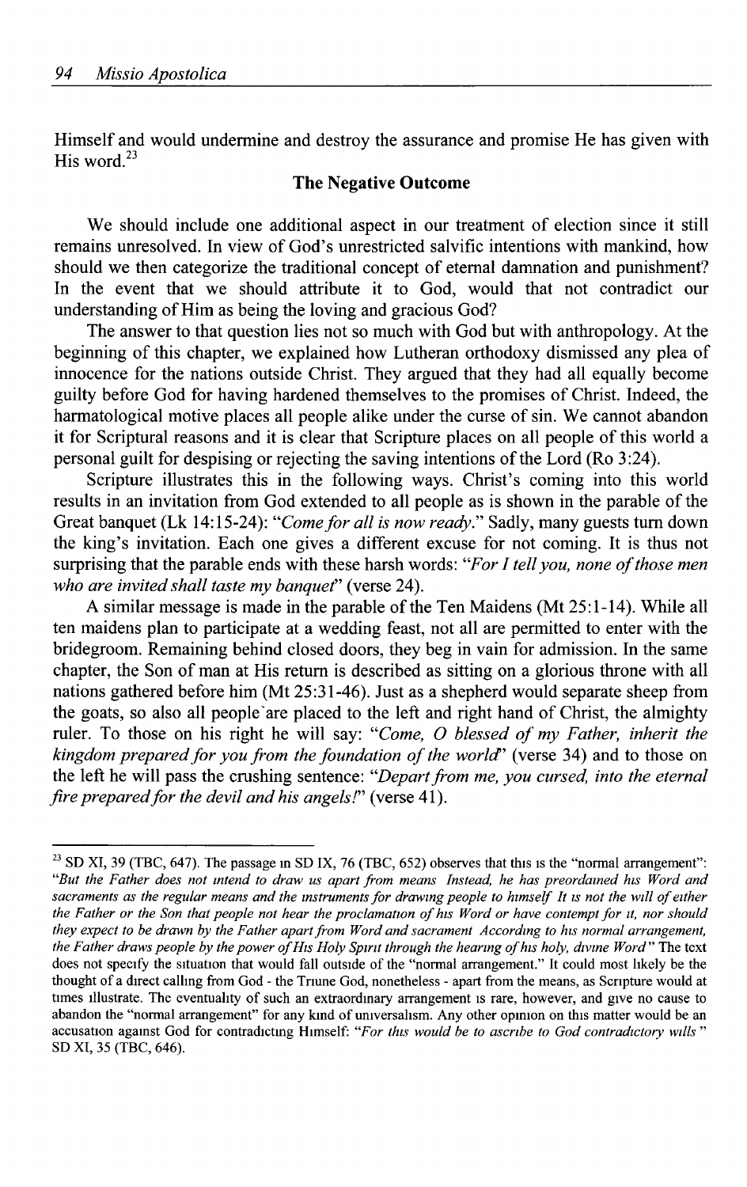Himself and would undermine and destroy the assurance and promise He has given with His word.[23]

## The Negative Outcome

We should include one additional aspect in our treatment of election since it still remains unresolved. In view of God's unrestricted salvific intentions with mankind, how should we then categorize the traditional concept of eternal damnation and punishment? In the event that we should attribute it to God, would that not contradict our understanding of Him as being the loving and gracious God?

The answer to that question lies not so much with God but with anthropology. At the beginning of this chapter, we explained how Lutheran orthodoxy dismissed any plea of innocence for the nations outside Christ. They argued that they had all equally become guilty before God for having hardened themselves to the promises of Christ. Indeed, the harmatological motive places all people alike under the curse of sin. We cannot abandon it for Scriptural reasons and it is clear that Scripture places on all people of this world a personal guilt for despising or rejecting the saving intentions of the Lord (Ro 3:24).

Scripture illustrates this in the following ways. Christ's coming into this world results in an invitation from God extended to all people as is shown in the parable of the Great banquet (Lk 14:15-24): "*Come for all is now ready*." Sadly, many guests turn down the king's invitation. Each one gives a different excuse for not coming. It is thus not surprising that the parable ends with these harsh words: "*For I tell you, none of those men who are invited shall taste my banquet*" (verse 24).

A similar message is made in the parable of the Ten Maidens (Mt 25:1-14). While all ten maidens plan to participate at a wedding feast, not all are permitted to enter with the bridegroom. Remaining behind closed doors, they beg in vain for admission. In the same chapter, the Son of man at His return is described as sitting on a glorious throne with all nations gathered before him (Mt 25:31-46). Just as a shepherd would separate sheep from the goats, so also all people are placed to the left and right hand of Christ, the almighty ruler. To those on his right he will say: "*Come, O blessed of my Father, inherit the kingdom prepared for you from the foundation of the world*" (verse 34) and to those on the left he will pass the crushing sentence: "*Depart from me, you cursed, into the eternal fire prepared for the devil and his angels!*" (verse 41).

---

[23] SD XI, 39 (TBC, 647). The passage in SD IX, 76 (TBC, 652) observes that this is the "normal arrangement": "*But the Father does not intend to draw us apart from means Instead, he has preordained his Word and sacraments as the regular means and the instruments for drawing people to himself It is not the will of either the Father or the Son that people not hear the proclamation of his Word or have contempt for it, nor should they expect to be drawn by the Father apart from Word and sacrament According to his normal arrangement, the Father draws people by the power of His Holy Spirit through the hearing of his holy, divine Word*" The text does not specify the situation that would fall outside of the "normal arrangement." It could most likely be the thought of a direct calling from God - the Triune God, nonetheless - apart from the means, as Scripture would at times illustrate. The eventuality of such an extraordinary arrangement is rare, however, and give no cause to abandon the "normal arrangement" for any kind of universalism. Any other opinion on this matter would be an accusation against God for contradicting Himself: "*For this would be to ascribe to God contradictory wills*" SD XI, 35 (TBC, 646).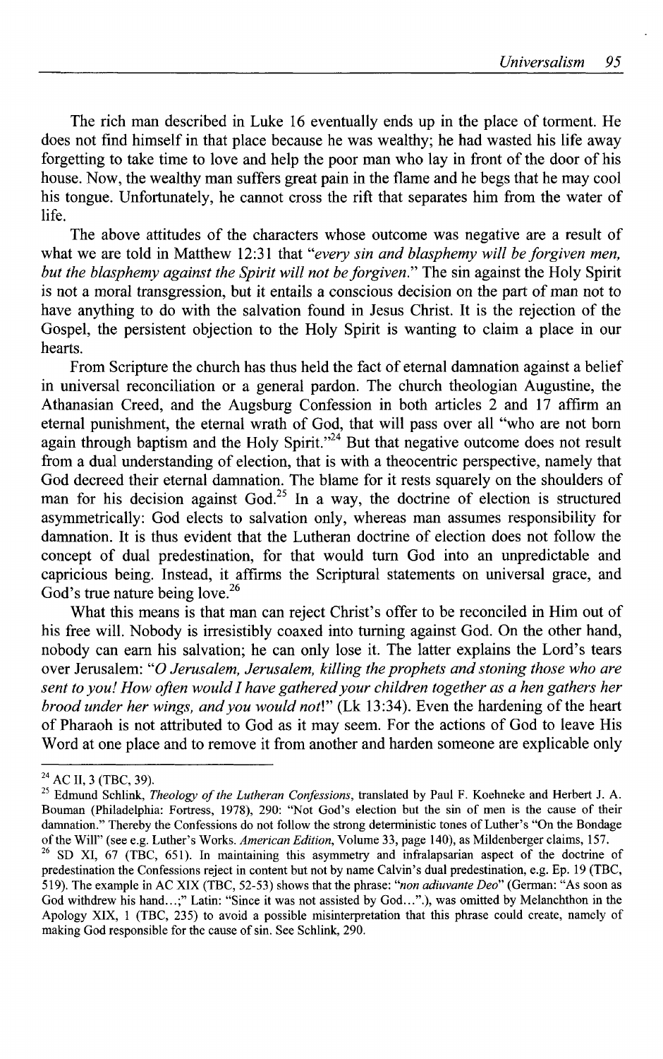The rich man described in Luke 16 eventually ends up in the place of torment. He does not find himself in that place because he was wealthy; he had wasted his life away forgetting to take time to love and help the poor man who lay in front of the door of his house. Now, the wealthy man suffers great pain in the flame and he begs that he may cool his tongue. Unfortunately, he cannot cross the rift that separates him from the water of life.

The above attitudes of the characters whose outcome was negative are a result of what we are told in Matthew 12:31 that "*every sin and blasphemy will be forgiven men, but the blasphemy against the Spirit will not be forgiven.*" The sin against the Holy Spirit is not a moral transgression, but it entails a conscious decision on the part of man not to have anything to do with the salvation found in Jesus Christ. It is the rejection of the Gospel, the persistent objection to the Holy Spirit is wanting to claim a place in our hearts.

From Scripture the church has thus held the fact of eternal damnation against a belief in universal reconciliation or a general pardon. The church theologian Augustine, the Athanasian Creed, and the Augsburg Confession in both articles 2 and 17 affirm an eternal punishment, the eternal wrath of God, that will pass over all "who are not born again through baptism and the Holy Spirit."[24] But that negative outcome does not result from a dual understanding of election, that is with a theocentric perspective, namely that God decreed their eternal damnation. The blame for it rests squarely on the shoulders of man for his decision against God.[25] In a way, the doctrine of election is structured asymmetrically: God elects to salvation only, whereas man assumes responsibility for damnation. It is thus evident that the Lutheran doctrine of election does not follow the concept of dual predestination, for that would turn God into an unpredictable and capricious being. Instead, it affirms the Scriptural statements on universal grace, and God's true nature being love.[26]

What this means is that man can reject Christ's offer to be reconciled in Him out of his free will. Nobody is irresistibly coaxed into turning against God. On the other hand, nobody can earn his salvation; he can only lose it. The latter explains the Lord's tears over Jerusalem: "*O Jerusalem, Jerusalem, killing the prophets and stoning those who are sent to you! How often would I have gathered your children together as a hen gathers her brood under her wings, and you would not!*" (Lk 13:34). Even the hardening of the heart of Pharaoh is not attributed to God as it may seem. For the actions of God to leave His Word at one place and to remove it from another and harden someone are explicable only

---

[24] AC II, 3 (TBC, 39).

[25] Edmund Schlink, *Theology of the Lutheran Confessions*, translated by Paul F. Koehneke and Herbert J. A. Bouman (Philadelphia: Fortress, 1978), 290: "Not God's election but the sin of men is the cause of their damnation." Thereby the Confessions do not follow the strong deterministic tones of Luther's "On the Bondage of the Will" (see e.g. Luther's Works. *American Edition*, Volume 33, page 140), as Mildenberger claims, 157.

[26] SD XI, 67 (TBC, 651). In maintaining this asymmetry and infralapsarian aspect of the doctrine of predestination the Confessions reject in content but not by name Calvin's dual predestination, e.g. Ep. 19 (TBC, 519). The example in AC XIX (TBC, 52-53) shows that the phrase: "*non adiuvante Deo*" (German: "As soon as God withdrew his hand...;" Latin: "Since it was not assisted by God..."), was omitted by Melanchthon in the Apology XIX, 1 (TBC, 235) to avoid a possible misinterpretation that this phrase could create, namely of making God responsible for the cause of sin. See Schlink, 290.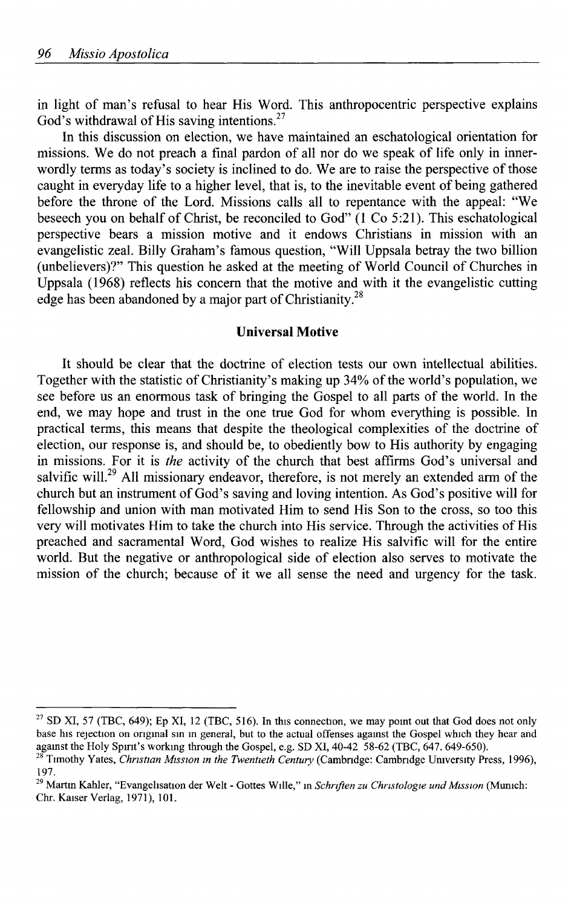in light of man's refusal to hear His Word. This anthropocentric perspective explains God's withdrawal of His saving intentions.[27]

In this discussion on election, we have maintained an eschatological orientation for missions. We do not preach a final pardon of all nor do we speak of life only in inner-wordly terms as today's society is inclined to do. We are to raise the perspective of those caught in everyday life to a higher level, that is, to the inevitable event of being gathered before the throne of the Lord. Missions calls all to repentance with the appeal: "We beseech you on behalf of Christ, be reconciled to God" (1 Co 5:21). This eschatological perspective bears a mission motive and it endows Christians in mission with an evangelistic zeal. Billy Graham's famous question, "Will Uppsala betray the two billion (unbelievers)?" This question he asked at the meeting of World Council of Churches in Uppsala (1968) reflects his concern that the motive and with it the evangelistic cutting edge has been abandoned by a major part of Christianity.[28]

### Universal Motive

It should be clear that the doctrine of election tests our own intellectual abilities. Together with the statistic of Christianity's making up 34% of the world's population, we see before us an enormous task of bringing the Gospel to all parts of the world. In the end, we may hope and trust in the one true God for whom everything is possible. In practical terms, this means that despite the theological complexities of the doctrine of election, our response is, and should be, to obediently bow to His authority by engaging in missions. For it is *the* activity of the church that best affirms God's universal and salvific will.[29] All missionary endeavor, therefore, is not merely an extended arm of the church but an instrument of God's saving and loving intention. As God's positive will for fellowship and union with man motivated Him to send His Son to the cross, so too this very will motivates Him to take the church into His service. Through the activities of His preached and sacramental Word, God wishes to realize His salvific will for the entire world. But the negative or anthropological side of election also serves to motivate the mission of the church; because of it we all sense the need and urgency for the task.

---

[27] SD XI, 57 (TBC, 649); Ep XI, 12 (TBC, 516). In this connection, we may point out that God does not only base his rejection on original sin in general, but to the actual offenses against the Gospel which they hear and against the Holy Spirit's working through the Gospel, e.g. SD XI, 40-42 58-62 (TBC, 647. 649-650).

[28] Timothy Yates, *Christian Mission in the Twentieth Century* (Cambridge: Cambridge University Press, 1996), 197.

[29] Martin Kahler, "Evangelisation der Welt - Gottes Wille," in *Schriften zu Christologie und Mission* (Munich: Chr. Kaiser Verlag, 1971), 101.